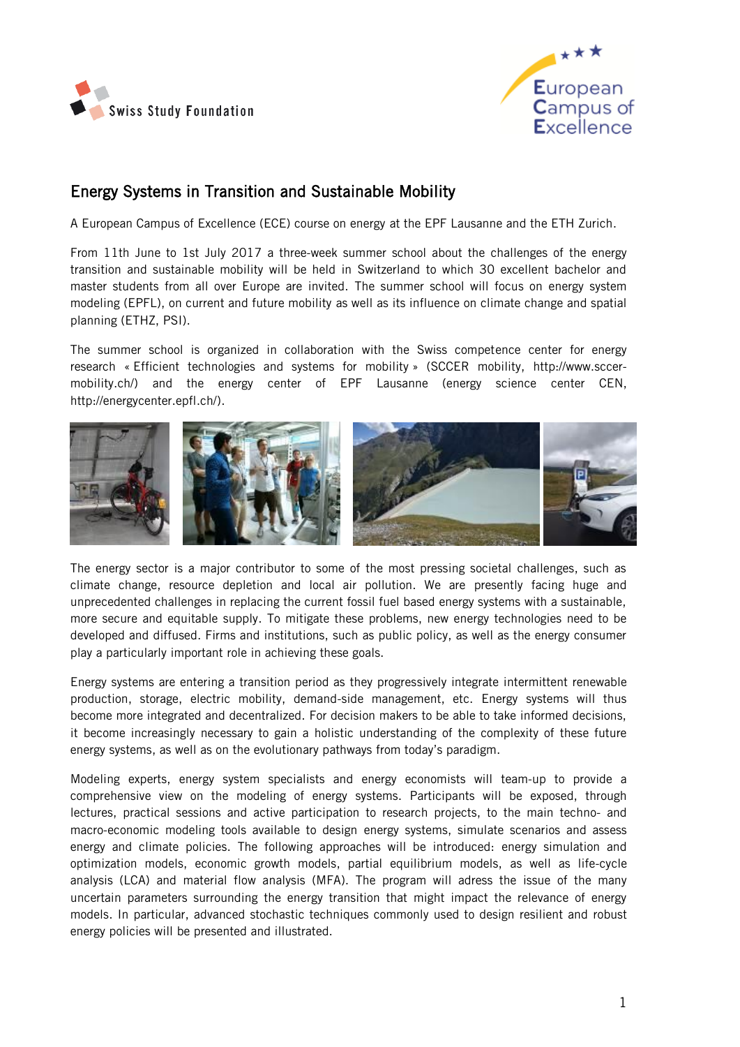Swiss Study Foundation

European Campus of Excellence

# Energy Systems in Transition and Sustainable Mobility

A European Campus of Excellence (ECE) course on energy at the EPF Lausanne and the ETH Zurich.

From 11th June to 1st July 2017 a three-week summer school about the challenges of the energy transition and sustainable mobility will be held in Switzerland to which 30 excellent bachelor and master students from all over Europe are invited. The summer school will focus on energy system modeling (EPFL), on current and future mobility as well as its influence on climate change and spatial planning (ETHZ, PSI).

The summer school is organized in collaboration with the Swiss competence center for energy research « Efficient technologies and systems for mobility » (SCCER mobility, http://www.sccer-mobility.ch/) and the energy center of EPF Lausanne (energy science center CEN, http://energycenter.epfl.ch/).

The energy sector is a major contributor to some of the most pressing societal challenges, such as climate change, resource depletion and local air pollution. We are presently facing huge and unprecedented challenges in replacing the current fossil fuel based energy systems with a sustainable, more secure and equitable supply. To mitigate these problems, new energy technologies need to be developed and diffused. Firms and institutions, such as public policy, as well as the energy consumer play a particularly important role in achieving these goals.

Energy systems are entering a transition period as they progressively integrate intermittent renewable production, storage, electric mobility, demand-side management, etc. Energy systems will thus become more integrated and decentralized. For decision makers to be able to take informed decisions, it become increasingly necessary to gain a holistic understanding of the complexity of these future energy systems, as well as on the evolutionary pathways from today's paradigm.

Modeling experts, energy system specialists and energy economists will team-up to provide a comprehensive view on the modeling of energy systems. Participants will be exposed, through lectures, practical sessions and active participation to research projects, to the main techno- and macro-economic modeling tools available to design energy systems, simulate scenarios and assess energy and climate policies. The following approaches will be introduced: energy simulation and optimization models, economic growth models, partial equilibrium models, as well as life-cycle analysis (LCA) and material flow analysis (MFA). The program will adress the issue of the many uncertain parameters surrounding the energy transition that might impact the relevance of energy models. In particular, advanced stochastic techniques commonly used to design resilient and robust energy policies will be presented and illustrated.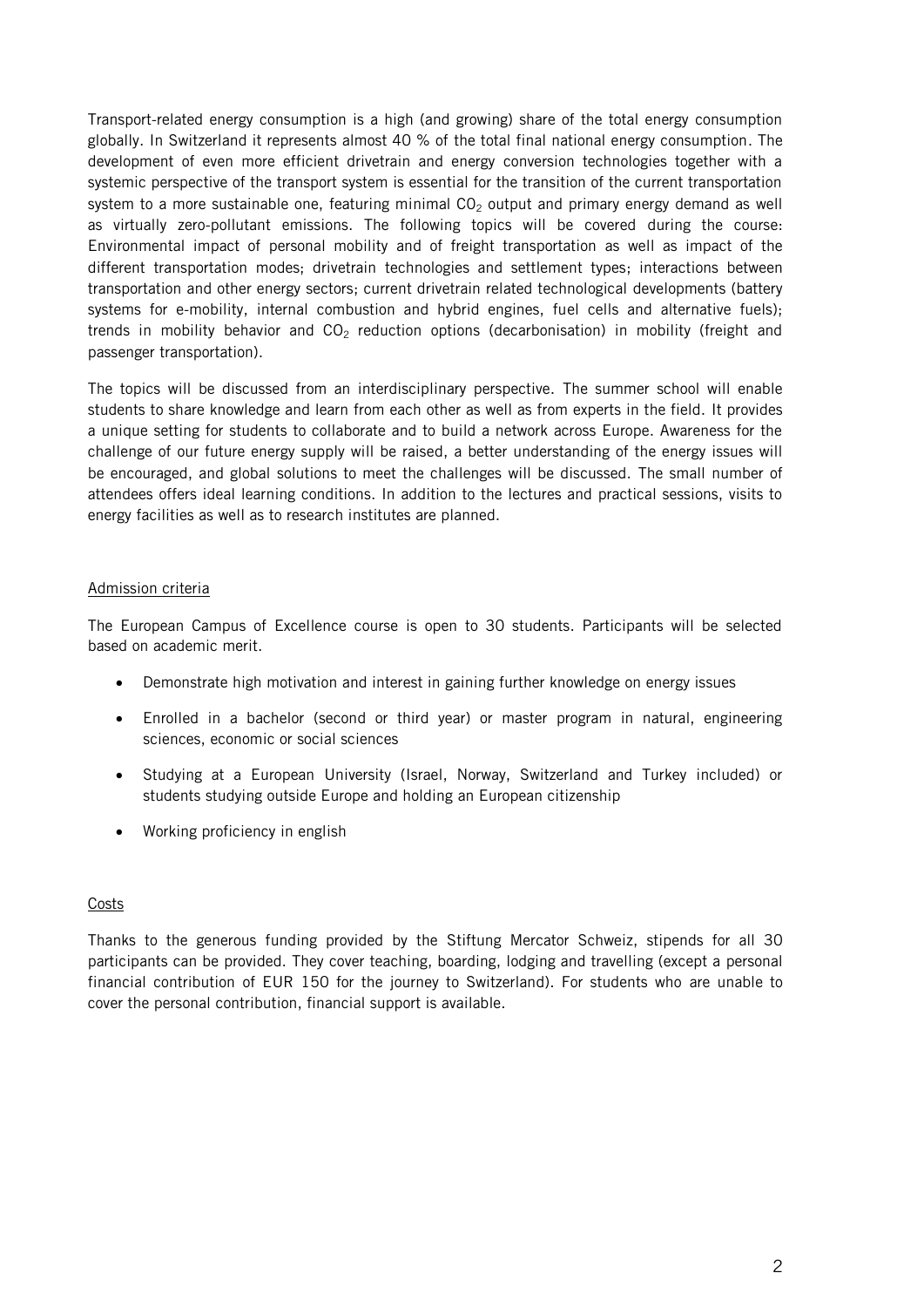Transport-related energy consumption is a high (and growing) share of the total energy consumption globally. In Switzerland it represents almost 40 % of the total final national energy consumption. The development of even more efficient drivetrain and energy conversion technologies together with a systemic perspective of the transport system is essential for the transition of the current transportation system to a more sustainable one, featuring minimal $CO_2$ output and primary energy demand as well as virtually zero-pollutant emissions. The following topics will be covered during the course: Environmental impact of personal mobility and of freight transportation as well as impact of the different transportation modes; drivetrain technologies and settlement types; interactions between transportation and other energy sectors; current drivetrain related technological developments (battery systems for e-mobility, internal combustion and hybrid engines, fuel cells and alternative fuels); trends in mobility behavior and $CO_2$ reduction options (decarbonisation) in mobility (freight and passenger transportation).

The topics will be discussed from an interdisciplinary perspective. The summer school will enable students to share knowledge and learn from each other as well as from experts in the field. It provides a unique setting for students to collaborate and to build a network across Europe. Awareness for the challenge of our future energy supply will be raised, a better understanding of the energy issues will be encouraged, and global solutions to meet the challenges will be discussed. The small number of attendees offers ideal learning conditions. In addition to the lectures and practical sessions, visits to energy facilities as well as to research institutes are planned.

## Admission criteria

The European Campus of Excellence course is open to 30 students. Participants will be selected based on academic merit.

- Demonstrate high motivation and interest in gaining further knowledge on energy issues
- Enrolled in a bachelor (second or third year) or master program in natural, engineering sciences, economic or social sciences
- Studying at a European University (Israel, Norway, Switzerland and Turkey included) or students studying outside Europe and holding an European citizenship
- Working proficiency in english

## Costs

Thanks to the generous funding provided by the Stiftung Mercator Schweiz, stipends for all 30 participants can be provided. They cover teaching, boarding, lodging and travelling (except a personal financial contribution of EUR 150 for the journey to Switzerland). For students who are unable to cover the personal contribution, financial support is available.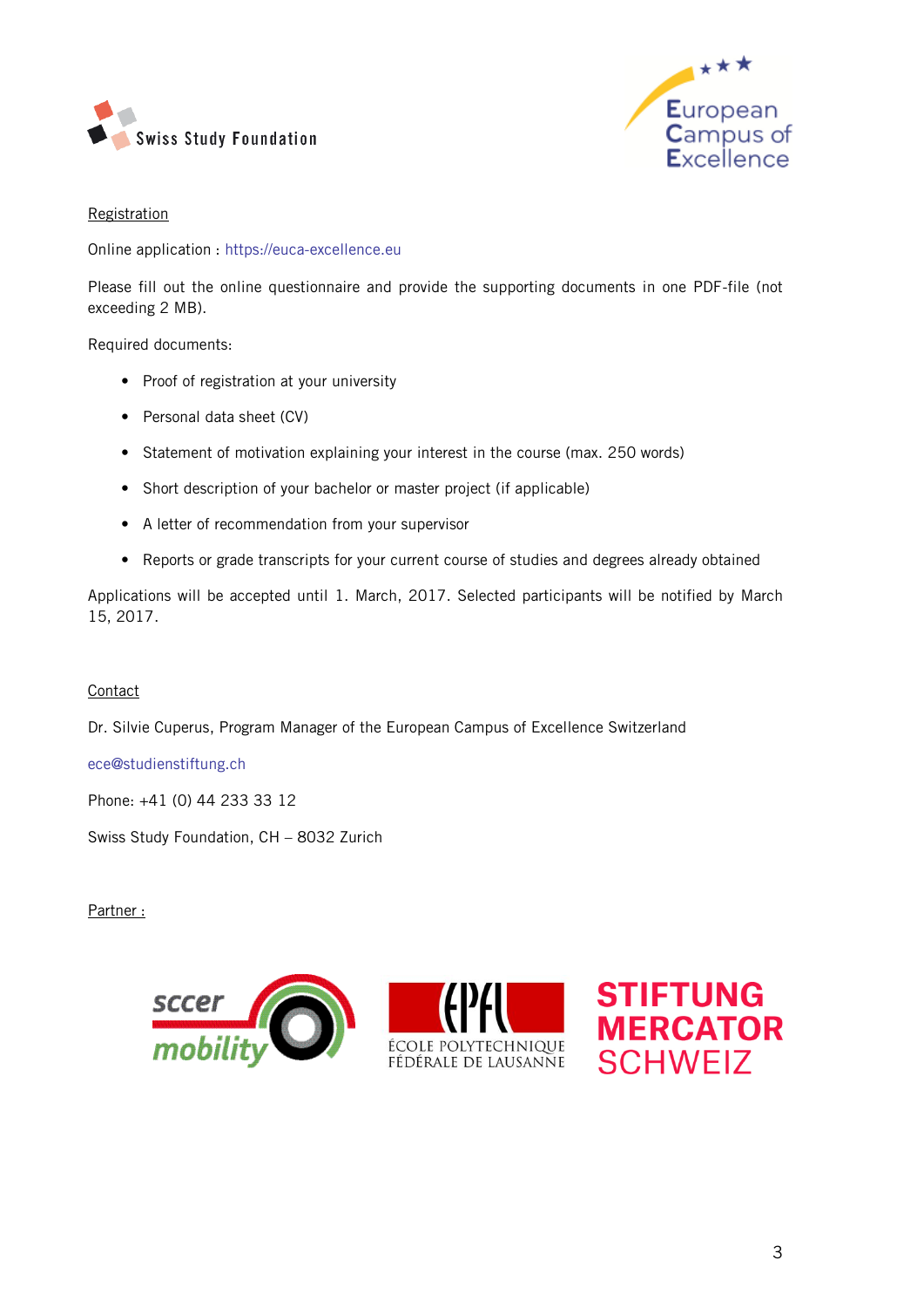<u>Registration</u>

Online application : https://euca-excellence.eu

Please fill out the online questionnaire and provide the supporting documents in one PDF-file (not exceeding 2 MB).

Required documents:

- Proof of registration at your university
- Personal data sheet (CV)
- Statement of motivation explaining your interest in the course (max. 250 words)
- Short description of your bachelor or master project (if applicable)
- A letter of recommendation from your supervisor
- Reports or grade transcripts for your current course of studies and degrees already obtained

Applications will be accepted until 1. March, 2017. Selected participants will be notified by March 15, 2017.

<u>Contact</u>

Dr. Silvie Cuperus, Program Manager of the European Campus of Excellence Switzerland

ece@studienstiftung.ch

Phone: +41 (0) 44 233 33 12

Swiss Study Foundation, CH – 8032 Zurich

<u>Partner :</u>